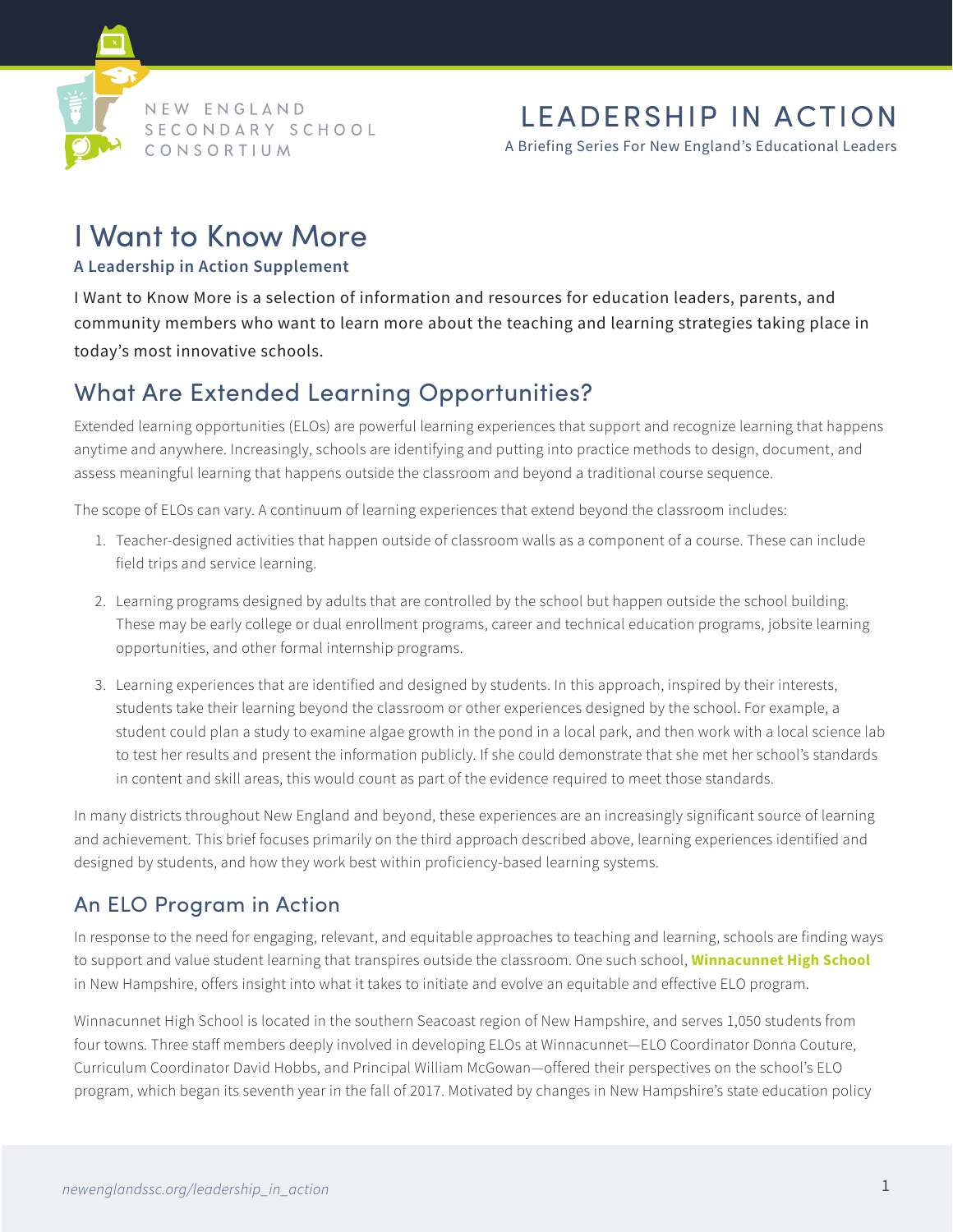NEW ENGLAND SECONDARY SCHOOL CONSORTIUM

LEADERSHIP IN ACTION

A Briefing Series For New England's Educational Leaders

# I Want to Know More

**A Leadership in Action Supplement**

I Want to Know More is a selection of information and resources for education leaders, parents, and community members who want to learn more about the teaching and learning strategies taking place in today's most innovative schools.

## What Are Extended Learning Opportunities?

Extended learning opportunities (ELOs) are powerful learning experiences that support and recognize learning that happens anytime and anywhere. Increasingly, schools are identifying and putting into practice methods to design, document, and assess meaningful learning that happens outside the classroom and beyond a traditional course sequence.

The scope of ELOs can vary. A continuum of learning experiences that extend beyond the classroom includes:

1. Teacher-designed activities that happen outside of classroom walls as a component of a course. These can include field trips and service learning.
2. Learning programs designed by adults that are controlled by the school but happen outside the school building. These may be early college or dual enrollment programs, career and technical education programs, jobsite learning opportunities, and other formal internship programs.
3. Learning experiences that are identified and designed by students. In this approach, inspired by their interests, students take their learning beyond the classroom or other experiences designed by the school. For example, a student could plan a study to examine algae growth in the pond in a local park, and then work with a local science lab to test her results and present the information publicly. If she could demonstrate that she met her school's standards in content and skill areas, this would count as part of the evidence required to meet those standards.

In many districts throughout New England and beyond, these experiences are an increasingly significant source of learning and achievement. This brief focuses primarily on the third approach described above, learning experiences identified and designed by students, and how they work best within proficiency-based learning systems.

## An ELO Program in Action

In response to the need for engaging, relevant, and equitable approaches to teaching and learning, schools are finding ways to support and value student learning that transpires outside the classroom. One such school, **Winnacunnet High School** in New Hampshire, offers insight into what it takes to initiate and evolve an equitable and effective ELO program.

Winnacunnet High School is located in the southern Seacoast region of New Hampshire, and serves 1,050 students from four towns. Three staff members deeply involved in developing ELOs at Winnacunnet—ELO Coordinator Donna Couture, Curriculum Coordinator David Hobbs, and Principal William McGowan—offered their perspectives on the school's ELO program, which began its seventh year in the fall of 2017. Motivated by changes in New Hampshire's state education policy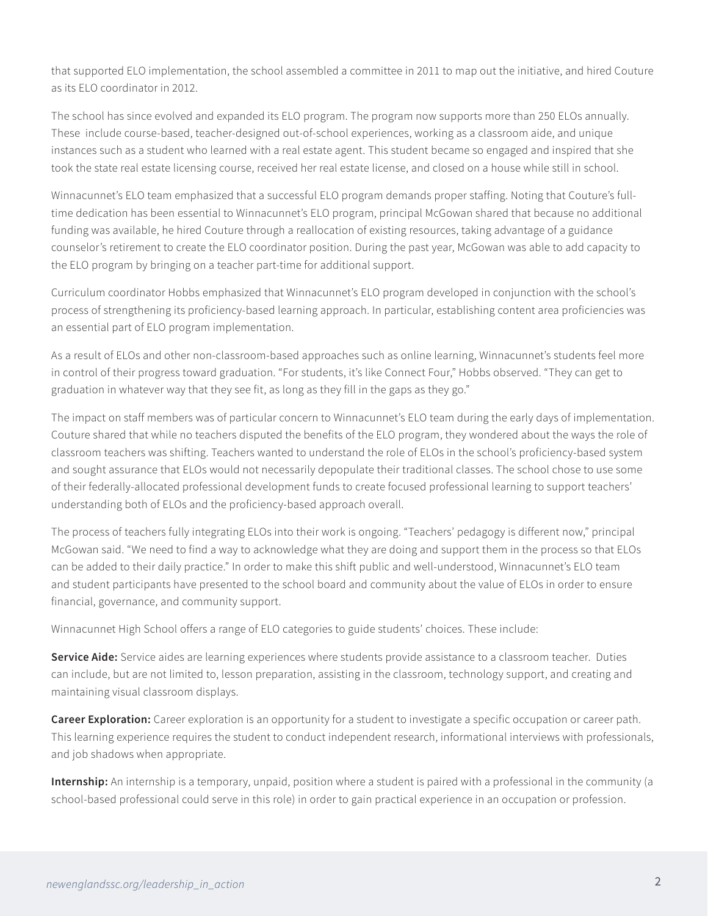that supported ELO implementation, the school assembled a committee in 2011 to map out the initiative, and hired Couture as its ELO coordinator in 2012.

The school has since evolved and expanded its ELO program. The program now supports more than 250 ELOs annually. These include course-based, teacher-designed out-of-school experiences, working as a classroom aide, and unique instances such as a student who learned with a real estate agent. This student became so engaged and inspired that she took the state real estate licensing course, received her real estate license, and closed on a house while still in school.

Winnacunnet's ELO team emphasized that a successful ELO program demands proper staffing. Noting that Couture's full-time dedication has been essential to Winnacunnet's ELO program, principal McGowan shared that because no additional funding was available, he hired Couture through a reallocation of existing resources, taking advantage of a guidance counselor's retirement to create the ELO coordinator position. During the past year, McGowan was able to add capacity to the ELO program by bringing on a teacher part-time for additional support.

Curriculum coordinator Hobbs emphasized that Winnacunnet's ELO program developed in conjunction with the school's process of strengthening its proficiency-based learning approach. In particular, establishing content area proficiencies was an essential part of ELO program implementation.

As a result of ELOs and other non-classroom-based approaches such as online learning, Winnacunnet's students feel more in control of their progress toward graduation. "For students, it's like Connect Four," Hobbs observed. "They can get to graduation in whatever way that they see fit, as long as they fill in the gaps as they go."

The impact on staff members was of particular concern to Winnacunnet's ELO team during the early days of implementation. Couture shared that while no teachers disputed the benefits of the ELO program, they wondered about the ways the role of classroom teachers was shifting. Teachers wanted to understand the role of ELOs in the school's proficiency-based system and sought assurance that ELOs would not necessarily depopulate their traditional classes. The school chose to use some of their federally-allocated professional development funds to create focused professional learning to support teachers' understanding both of ELOs and the proficiency-based approach overall.

The process of teachers fully integrating ELOs into their work is ongoing. "Teachers' pedagogy is different now," principal McGowan said. "We need to find a way to acknowledge what they are doing and support them in the process so that ELOs can be added to their daily practice." In order to make this shift public and well-understood, Winnacunnet's ELO team and student participants have presented to the school board and community about the value of ELOs in order to ensure financial, governance, and community support.

Winnacunnet High School offers a range of ELO categories to guide students' choices. These include:

**Service Aide:** Service aides are learning experiences where students provide assistance to a classroom teacher. Duties can include, but are not limited to, lesson preparation, assisting in the classroom, technology support, and creating and maintaining visual classroom displays.

**Career Exploration:** Career exploration is an opportunity for a student to investigate a specific occupation or career path. This learning experience requires the student to conduct independent research, informational interviews with professionals, and job shadows when appropriate.

**Internship:** An internship is a temporary, unpaid, position where a student is paired with a professional in the community (a school-based professional could serve in this role) in order to gain practical experience in an occupation or profession.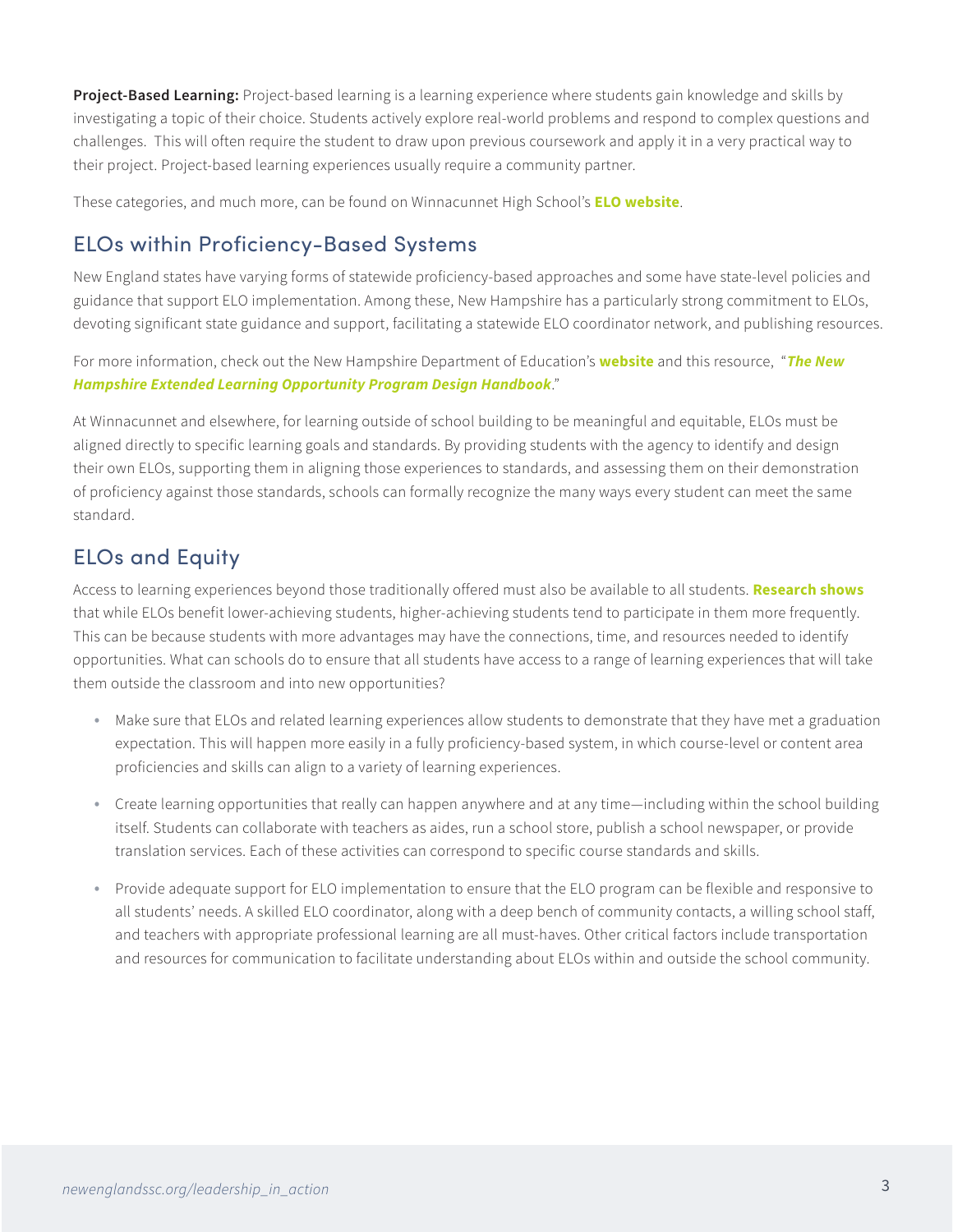**Project-Based Learning:** Project-based learning is a learning experience where students gain knowledge and skills by investigating a topic of their choice. Students actively explore real-world problems and respond to complex questions and challenges. This will often require the student to draw upon previous coursework and apply it in a very practical way to their project. Project-based learning experiences usually require a community partner.

These categories, and much more, can be found on Winnacunnet High School's **ELO website**.

## ELOs within Proficiency-Based Systems

New England states have varying forms of statewide proficiency-based approaches and some have state-level policies and guidance that support ELO implementation. Among these, New Hampshire has a particularly strong commitment to ELOs, devoting significant state guidance and support, facilitating a statewide ELO coordinator network, and publishing resources.

For more information, check out the New Hampshire Department of Education's **website** and this resource, "***The New Hampshire Extended Learning Opportunity Program Design Handbook***."

At Winnacunnet and elsewhere, for learning outside of school building to be meaningful and equitable, ELOs must be aligned directly to specific learning goals and standards. By providing students with the agency to identify and design their own ELOs, supporting them in aligning those experiences to standards, and assessing them on their demonstration of proficiency against those standards, schools can formally recognize the many ways every student can meet the same standard.

## ELOs and Equity

Access to learning experiences beyond those traditionally offered must also be available to all students. **Research shows** that while ELOs benefit lower-achieving students, higher-achieving students tend to participate in them more frequently. This can be because students with more advantages may have the connections, time, and resources needed to identify opportunities. What can schools do to ensure that all students have access to a range of learning experiences that will take them outside the classroom and into new opportunities?

- Make sure that ELOs and related learning experiences allow students to demonstrate that they have met a graduation expectation. This will happen more easily in a fully proficiency-based system, in which course-level or content area proficiencies and skills can align to a variety of learning experiences.
- Create learning opportunities that really can happen anywhere and at any time—including within the school building itself. Students can collaborate with teachers as aides, run a school store, publish a school newspaper, or provide translation services. Each of these activities can correspond to specific course standards and skills.
- Provide adequate support for ELO implementation to ensure that the ELO program can be flexible and responsive to all students' needs. A skilled ELO coordinator, along with a deep bench of community contacts, a willing school staff, and teachers with appropriate professional learning are all must-haves. Other critical factors include transportation and resources for communication to facilitate understanding about ELOs within and outside the school community.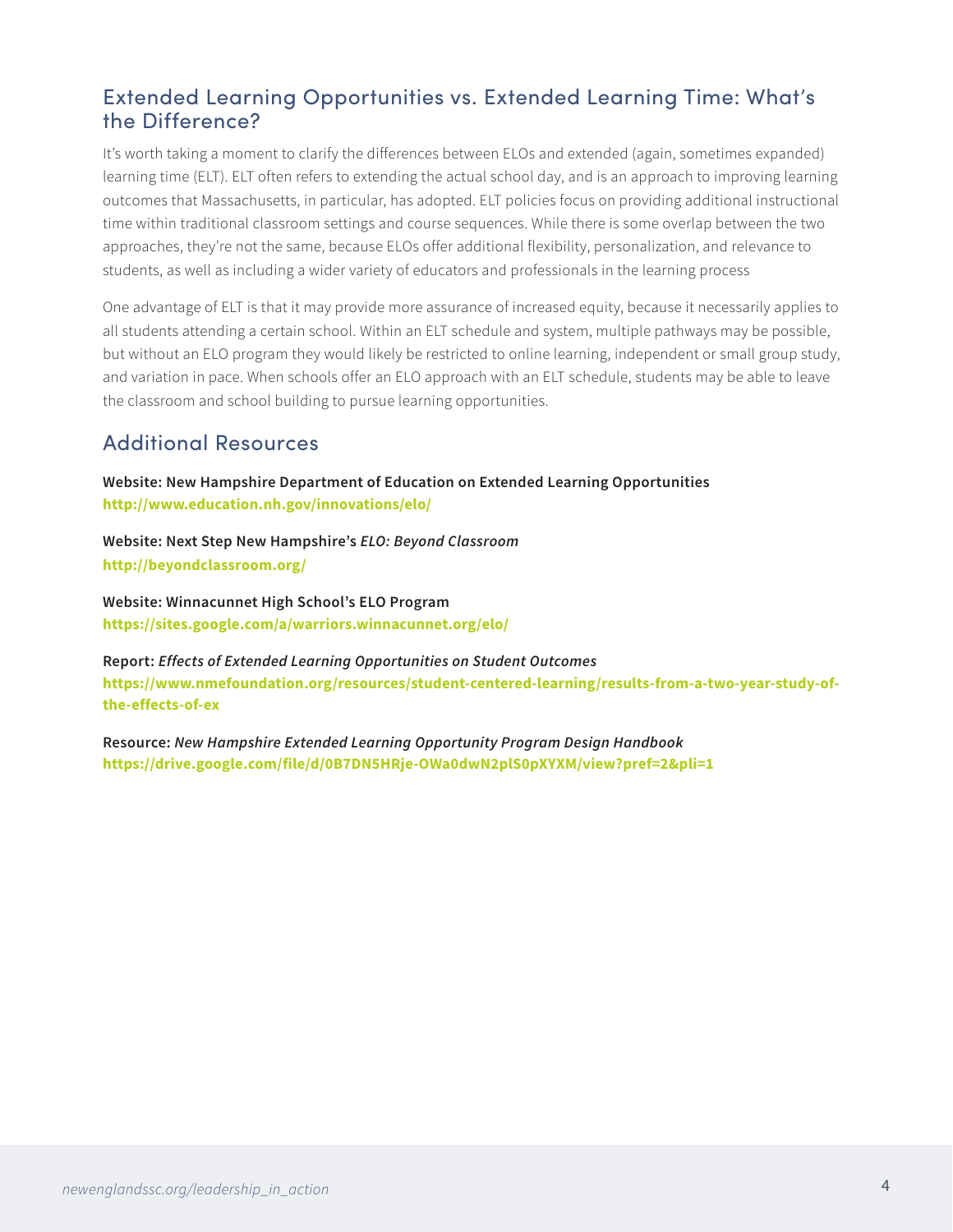## Extended Learning Opportunities vs. Extended Learning Time: What's the Difference?

It's worth taking a moment to clarify the differences between ELOs and extended (again, sometimes expanded) learning time (ELT). ELT often refers to extending the actual school day, and is an approach to improving learning outcomes that Massachusetts, in particular, has adopted. ELT policies focus on providing additional instructional time within traditional classroom settings and course sequences. While there is some overlap between the two approaches, they're not the same, because ELOs offer additional flexibility, personalization, and relevance to students, as well as including a wider variety of educators and professionals in the learning process

One advantage of ELT is that it may provide more assurance of increased equity, because it necessarily applies to all students attending a certain school. Within an ELT schedule and system, multiple pathways may be possible, but without an ELO program they would likely be restricted to online learning, independent or small group study, and variation in pace. When schools offer an ELO approach with an ELT schedule, students may be able to leave the classroom and school building to pursue learning opportunities.

## Additional Resources

**Website: New Hampshire Department of Education on Extended Learning Opportunities**
**http://www.education.nh.gov/innovations/elo/**

**Website: Next Step New Hampshire's *ELO: Beyond Classroom***
**http://beyondclassroom.org/**

**Website: Winnacunnet High School's ELO Program**
**https://sites.google.com/a/warriors.winnacunnet.org/elo/**

**Report:** ***Effects of Extended Learning Opportunities on Student Outcomes***
**https://www.nmefoundation.org/resources/student-centered-learning/results-from-a-two-year-study-of-the-effects-of-ex**

**Resource:** ***New Hampshire Extended Learning Opportunity Program Design Handbook***
**https://drive.google.com/file/d/0B7DN5HRje-OWa0dwN2plS0pXYXM/view?pref=2&pli=1**

*newenglandssc.org/leadership_in_action*